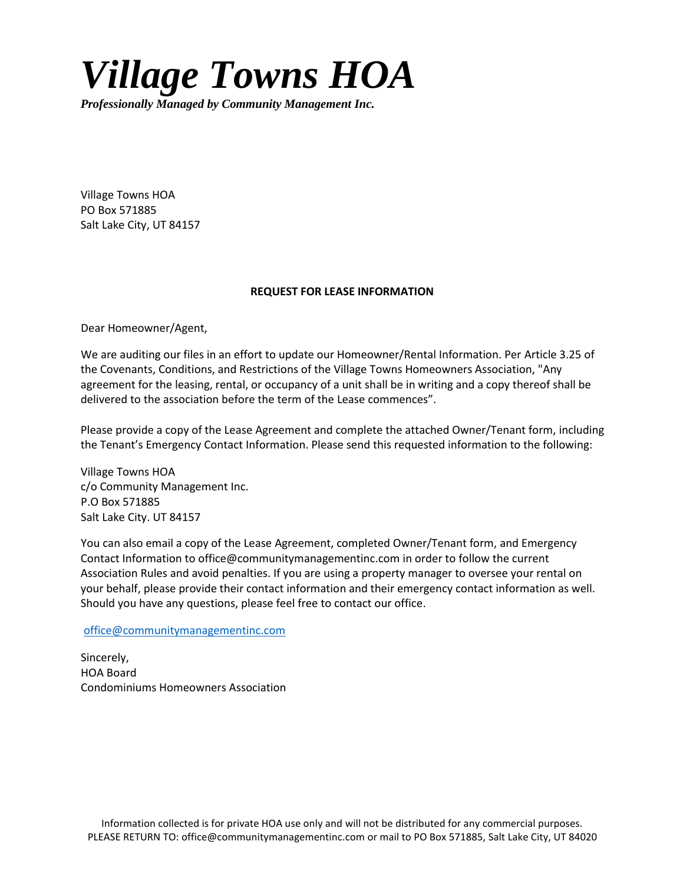# *Village Towns HOA*

***Professionally Managed by Community Management Inc.***

Village Towns HOA
PO Box 571885
Salt Lake City, UT 84157

**REQUEST FOR LEASE INFORMATION**

Dear Homeowner/Agent,

We are auditing our files in an effort to update our Homeowner/Rental Information. Per Article 3.25 of the Covenants, Conditions, and Restrictions of the Village Towns Homeowners Association, "Any agreement for the leasing, rental, or occupancy of a unit shall be in writing and a copy thereof shall be delivered to the association before the term of the Lease commences".

Please provide a copy of the Lease Agreement and complete the attached Owner/Tenant form, including the Tenant's Emergency Contact Information. Please send this requested information to the following:

Village Towns HOA
c/o Community Management Inc.
P.O Box 571885
Salt Lake City. UT 84157

You can also email a copy of the Lease Agreement, completed Owner/Tenant form, and Emergency Contact Information to office@communitymanagementinc.com in order to follow the current Association Rules and avoid penalties. If you are using a property manager to oversee your rental on your behalf, please provide their contact information and their emergency contact information as well. Should you have any questions, please feel free to contact our office.

office@communitymanagementinc.com

Sincerely,
HOA Board
Condominiums Homeowners Association

Information collected is for private HOA use only and will not be distributed for any commercial purposes.
PLEASE RETURN TO: office@communitymanagementinc.com or mail to PO Box 571885, Salt Lake City, UT 84020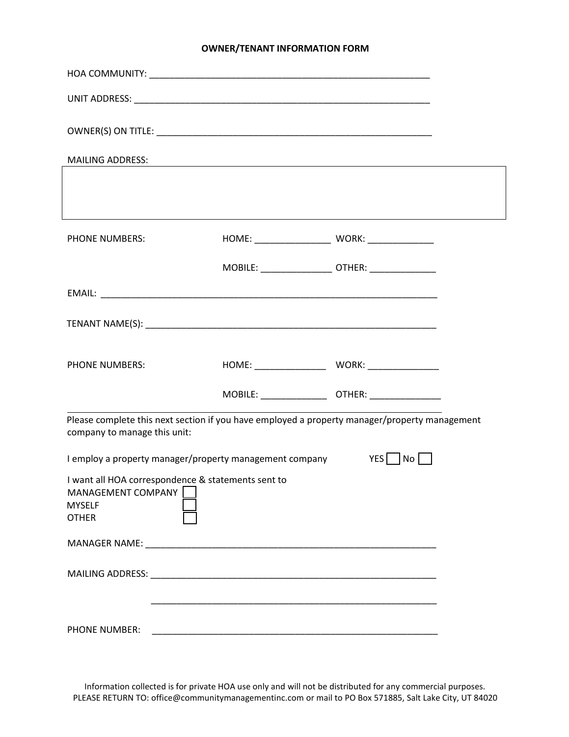# OWNER/TENANT INFORMATION FORM

HOA COMMUNITY: ___________________________________________________________

UNIT ADDRESS: ______________________________________________________________

OWNER(S) ON TITLE: __________________________________________________________

MAILING ADDRESS:

| |
|---|
| |

PHONE NUMBERS: HOME: _______________ WORK: _____________

MOBILE: ______________ OTHER: _____________

EMAIL: _____________________________________________________________________

TENANT NAME(S): _____________________________________________________________

PHONE NUMBERS: HOME: ______________ WORK: ______________

MOBILE: _____________ OTHER: ______________

---

Please complete this next section if you have employed a property manager/property management company to manage this unit:

I employ a property manager/property management company YES ☐ No ☐

I want all HOA correspondence & statements sent to
MANAGEMENT COMPANY ☐
MYSELF ☐
OTHER ☐

MANAGER NAME: ______________________________________________________________

MAILING ADDRESS: ____________________________________________________________

____________________________________________________________

PHONE NUMBER: ______________________________________________________________

Information collected is for private HOA use only and will not be distributed for any commercial purposes.
PLEASE RETURN TO: office@communitymanagementinc.com or mail to PO Box 571885, Salt Lake City, UT 84020